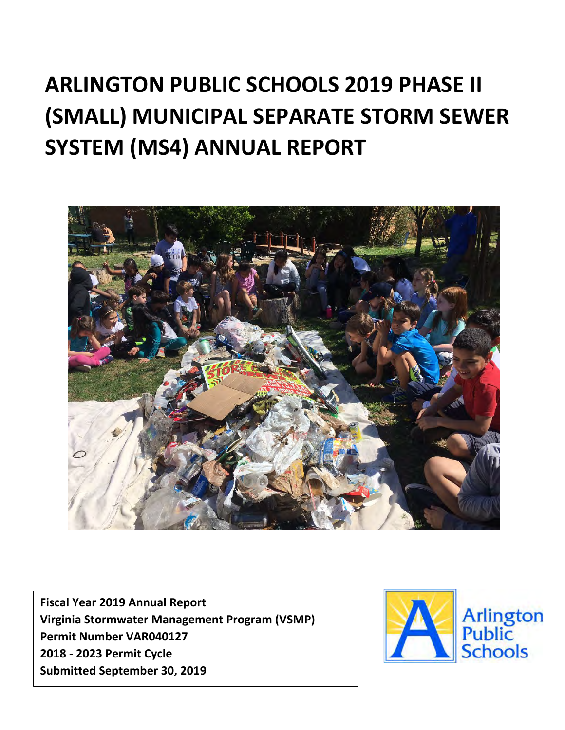# ARLINGTON PUBLIC SCHOOLS 2019 PHASE II (SMALL) MUNICIPAL SEPARATE STORM SEWER SYSTEM (MS4) ANNUAL REPORT

**Fiscal Year 2019 Annual Report**
**Virginia Stormwater Management Program (VSMP)**
**Permit Number VAR040127**
**2018 - 2023 Permit Cycle**
**Submitted September 30, 2019**

Arlington Public Schools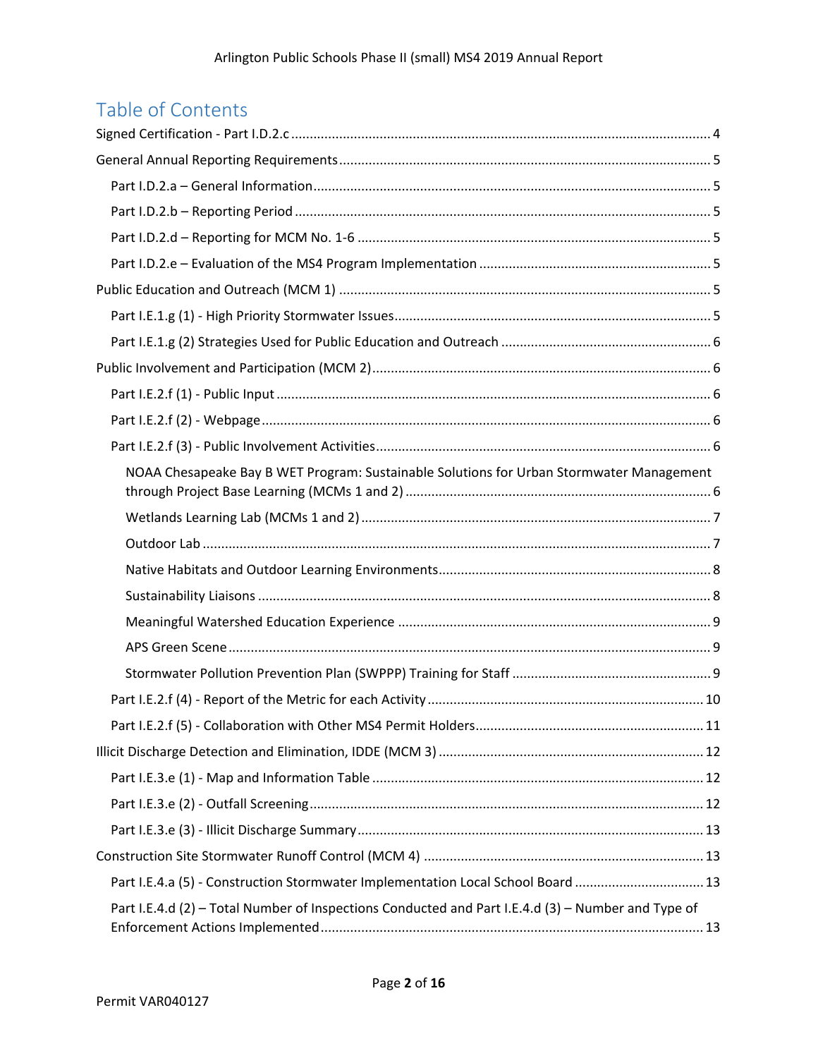# Table of Contents

Signed Certification - Part I.D.2.c ........ 4

General Annual Reporting Requirements ........ 5

- Part I.D.2.a – General Information ........ 5
- Part I.D.2.b – Reporting Period ........ 5
- Part I.D.2.d – Reporting for MCM No. 1-6 ........ 5
- Part I.D.2.e – Evaluation of the MS4 Program Implementation ........ 5

Public Education and Outreach (MCM 1) ........ 5

- Part I.E.1.g (1) - High Priority Stormwater Issues ........ 5
- Part I.E.1.g (2) Strategies Used for Public Education and Outreach ........ 6

Public Involvement and Participation (MCM 2) ........ 6

- Part I.E.2.f (1) - Public Input ........ 6
- Part I.E.2.f (2) - Webpage ........ 6
- Part I.E.2.f (3) - Public Involvement Activities ........ 6
  - NOAA Chesapeake Bay B WET Program: Sustainable Solutions for Urban Stormwater Management through Project Base Learning (MCMs 1 and 2) ........ 6
  - Wetlands Learning Lab (MCMs 1 and 2) ........ 7
  - Outdoor Lab ........ 7
  - Native Habitats and Outdoor Learning Environments ........ 8
  - Sustainability Liaisons ........ 8
  - Meaningful Watershed Education Experience ........ 9
  - APS Green Scene ........ 9
  - Stormwater Pollution Prevention Plan (SWPPP) Training for Staff ........ 9
- Part I.E.2.f (4) - Report of the Metric for each Activity ........ 10
- Part I.E.2.f (5) - Collaboration with Other MS4 Permit Holders ........ 11

Illicit Discharge Detection and Elimination, IDDE (MCM 3) ........ 12

- Part I.E.3.e (1) - Map and Information Table ........ 12
- Part I.E.3.e (2) - Outfall Screening ........ 12
- Part I.E.3.e (3) - Illicit Discharge Summary ........ 13

Construction Site Stormwater Runoff Control (MCM 4) ........ 13

- Part I.E.4.a (5) - Construction Stormwater Implementation Local School Board ........ 13
- Part I.E.4.d (2) – Total Number of Inspections Conducted and Part I.E.4.d (3) – Number and Type of Enforcement Actions Implemented ........ 13

Permit VAR040127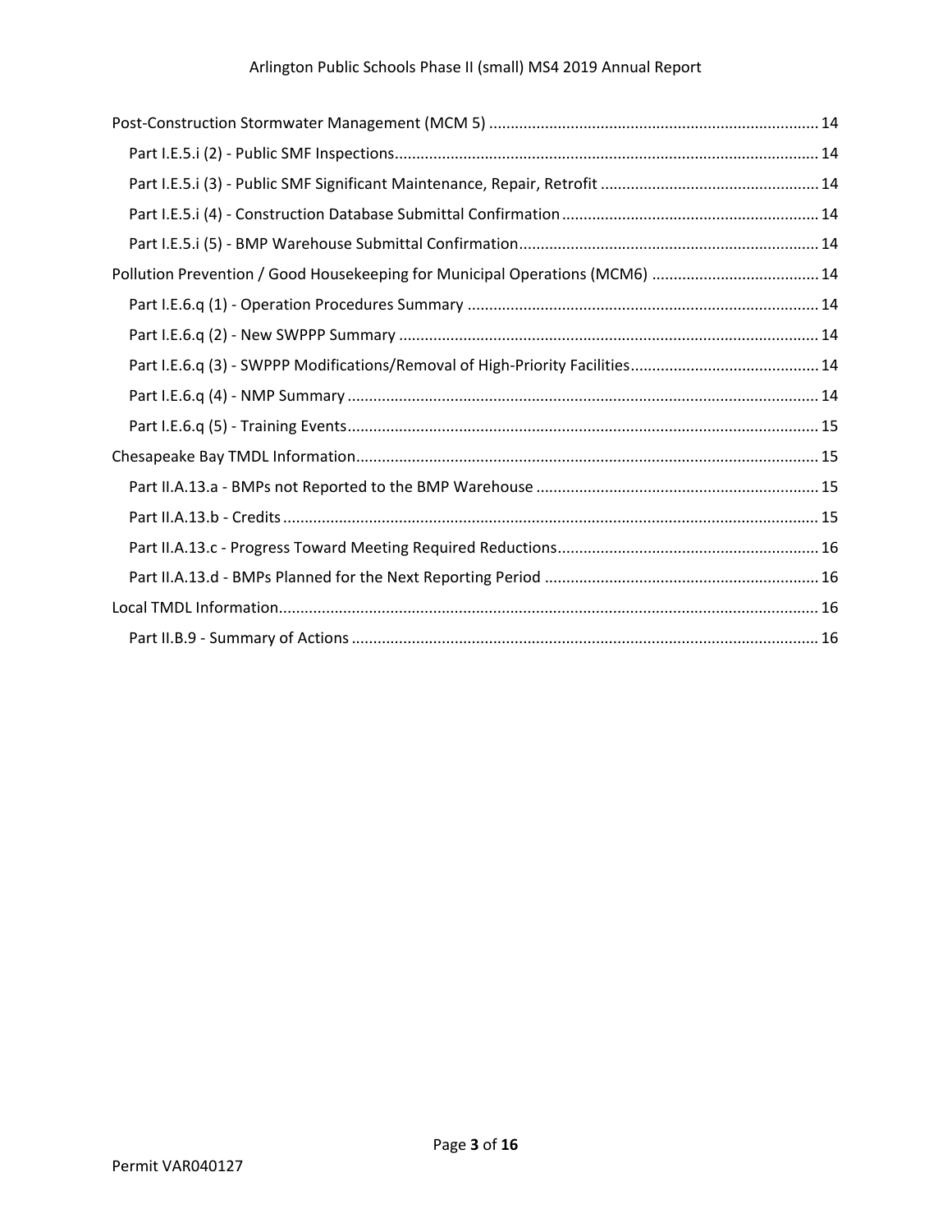Post-Construction Stormwater Management (MCM 5) .... 14

- Part I.E.5.i (2) - Public SMF Inspections .... 14
- Part I.E.5.i (3) - Public SMF Significant Maintenance, Repair, Retrofit .... 14
- Part I.E.5.i (4) - Construction Database Submittal Confirmation .... 14
- Part I.E.5.i (5) - BMP Warehouse Submittal Confirmation .... 14

Pollution Prevention / Good Housekeeping for Municipal Operations (MCM6) .... 14

- Part I.E.6.q (1) - Operation Procedures Summary .... 14
- Part I.E.6.q (2) - New SWPPP Summary .... 14
- Part I.E.6.q (3) - SWPPP Modifications/Removal of High-Priority Facilities .... 14
- Part I.E.6.q (4) - NMP Summary .... 14
- Part I.E.6.q (5) - Training Events .... 15

Chesapeake Bay TMDL Information .... 15

- Part II.A.13.a - BMPs not Reported to the BMP Warehouse .... 15
- Part II.A.13.b - Credits .... 15
- Part II.A.13.c - Progress Toward Meeting Required Reductions .... 16
- Part II.A.13.d - BMPs Planned for the Next Reporting Period .... 16

Local TMDL Information .... 16

- Part II.B.9 - Summary of Actions .... 16

Permit VAR040127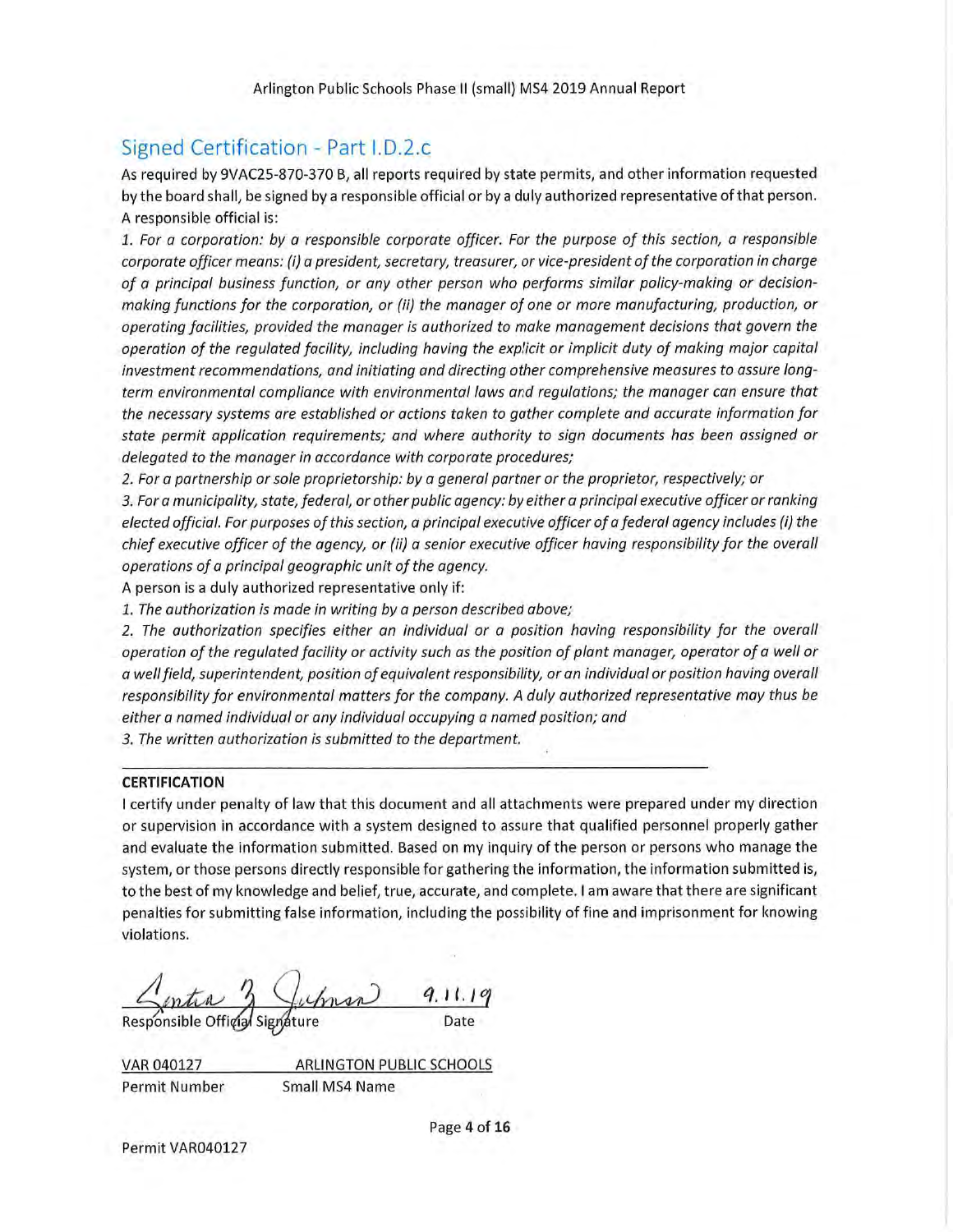## Signed Certification - Part I.D.2.c

As required by 9VAC25-870-370 B, all reports required by state permits, and other information requested by the board shall, be signed by a responsible official or by a duly authorized representative of that person. A responsible official is:

*1. For a corporation: by a responsible corporate officer. For the purpose of this section, a responsible corporate officer means: (i) a president, secretary, treasurer, or vice-president of the corporation in charge of a principal business function, or any other person who performs similar policy-making or decision-making functions for the corporation, or (ii) the manager of one or more manufacturing, production, or operating facilities, provided the manager is authorized to make management decisions that govern the operation of the regulated facility, including having the explicit or implicit duty of making major capital investment recommendations, and initiating and directing other comprehensive measures to assure long-term environmental compliance with environmental laws and regulations; the manager can ensure that the necessary systems are established or actions taken to gather complete and accurate information for state permit application requirements; and where authority to sign documents has been assigned or delegated to the manager in accordance with corporate procedures;*

*2. For a partnership or sole proprietorship: by a general partner or the proprietor, respectively; or*

*3. For a municipality, state, federal, or other public agency: by either a principal executive officer or ranking elected official. For purposes of this section, a principal executive officer of a federal agency includes (i) the chief executive officer of the agency, or (ii) a senior executive officer having responsibility for the overall operations of a principal geographic unit of the agency.*

A person is a duly authorized representative only if:

*1. The authorization is made in writing by a person described above;*

*2. The authorization specifies either an individual or a position having responsibility for the overall operation of the regulated facility or activity such as the position of plant manager, operator of a well or a well field, superintendent, position of equivalent responsibility, or an individual or position having overall responsibility for environmental matters for the company. A duly authorized representative may thus be either a named individual or any individual occupying a named position; and*

*3. The written authorization is submitted to the department.*

---

**CERTIFICATION**

I certify under penalty of law that this document and all attachments were prepared under my direction or supervision in accordance with a system designed to assure that qualified personnel properly gather and evaluate the information submitted. Based on my inquiry of the person or persons who manage the system, or those persons directly responsible for gathering the information, the information submitted is, to the best of my knowledge and belief, true, accurate, and complete. I am aware that there are significant penalties for submitting false information, including the possibility of fine and imprisonment for knowing violations.

Santia Z Johnson 9.11.19

Responsible Official Signature Date

VAR 040127 ARLINGTON PUBLIC SCHOOLS

Permit Number Small MS4 Name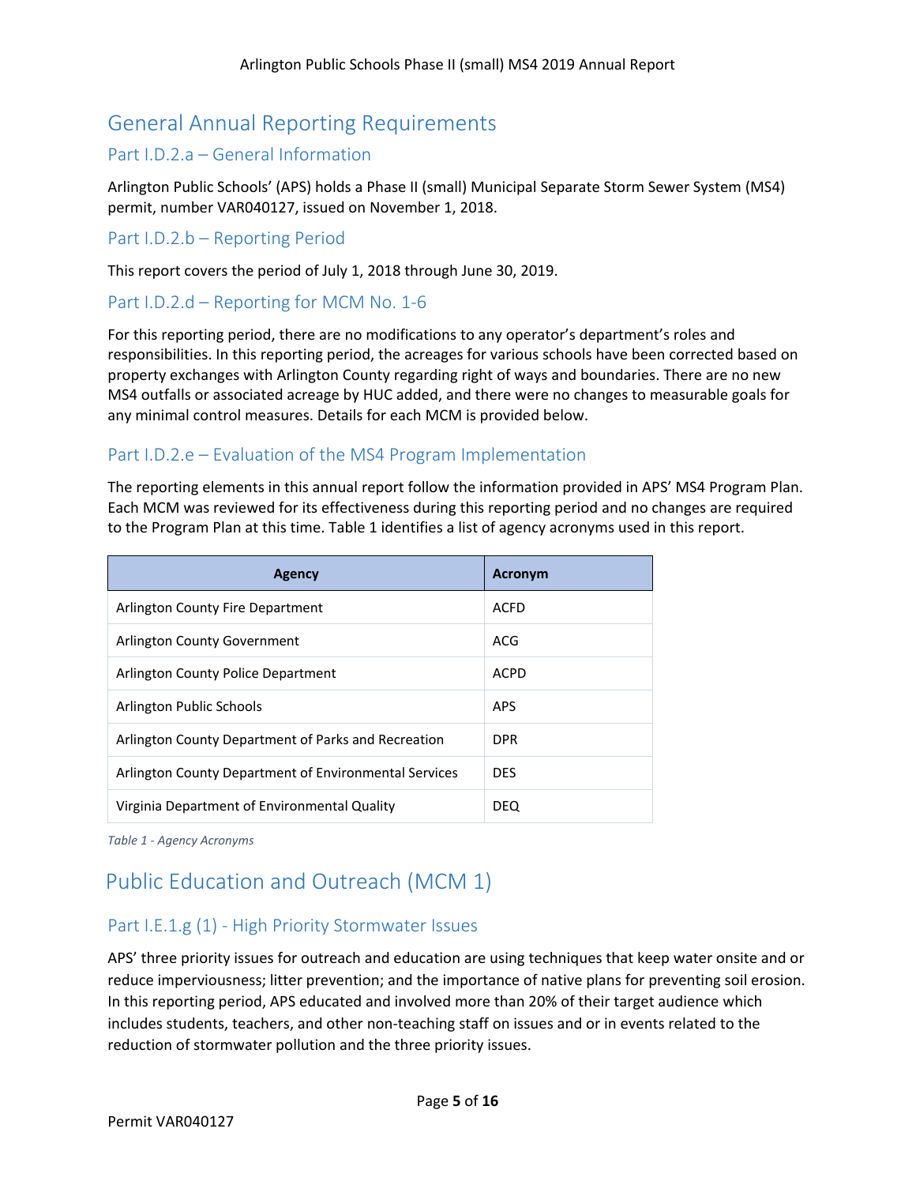# General Annual Reporting Requirements

## Part I.D.2.a – General Information

Arlington Public Schools' (APS) holds a Phase II (small) Municipal Separate Storm Sewer System (MS4) permit, number VAR040127, issued on November 1, 2018.

## Part I.D.2.b – Reporting Period

This report covers the period of July 1, 2018 through June 30, 2019.

## Part I.D.2.d – Reporting for MCM No. 1-6

For this reporting period, there are no modifications to any operator's department's roles and responsibilities. In this reporting period, the acreages for various schools have been corrected based on property exchanges with Arlington County regarding right of ways and boundaries. There are no new MS4 outfalls or associated acreage by HUC added, and there were no changes to measurable goals for any minimal control measures. Details for each MCM is provided below.

## Part I.D.2.e – Evaluation of the MS4 Program Implementation

The reporting elements in this annual report follow the information provided in APS' MS4 Program Plan. Each MCM was reviewed for its effectiveness during this reporting period and no changes are required to the Program Plan at this time. Table 1 identifies a list of agency acronyms used in this report.

| Agency | Acronym |
|---|---|
| Arlington County Fire Department | ACFD |
| Arlington County Government | ACG |
| Arlington County Police Department | ACPD |
| Arlington Public Schools | APS |
| Arlington County Department of Parks and Recreation | DPR |
| Arlington County Department of Environmental Services | DES |
| Virginia Department of Environmental Quality | DEQ |

*Table 1 - Agency Acronyms*

# Public Education and Outreach (MCM 1)

## Part I.E.1.g (1) - High Priority Stormwater Issues

APS' three priority issues for outreach and education are using techniques that keep water onsite and or reduce imperviousness; litter prevention; and the importance of native plans for preventing soil erosion. In this reporting period, APS educated and involved more than 20% of their target audience which includes students, teachers, and other non-teaching staff on issues and or in events related to the reduction of stormwater pollution and the three priority issues.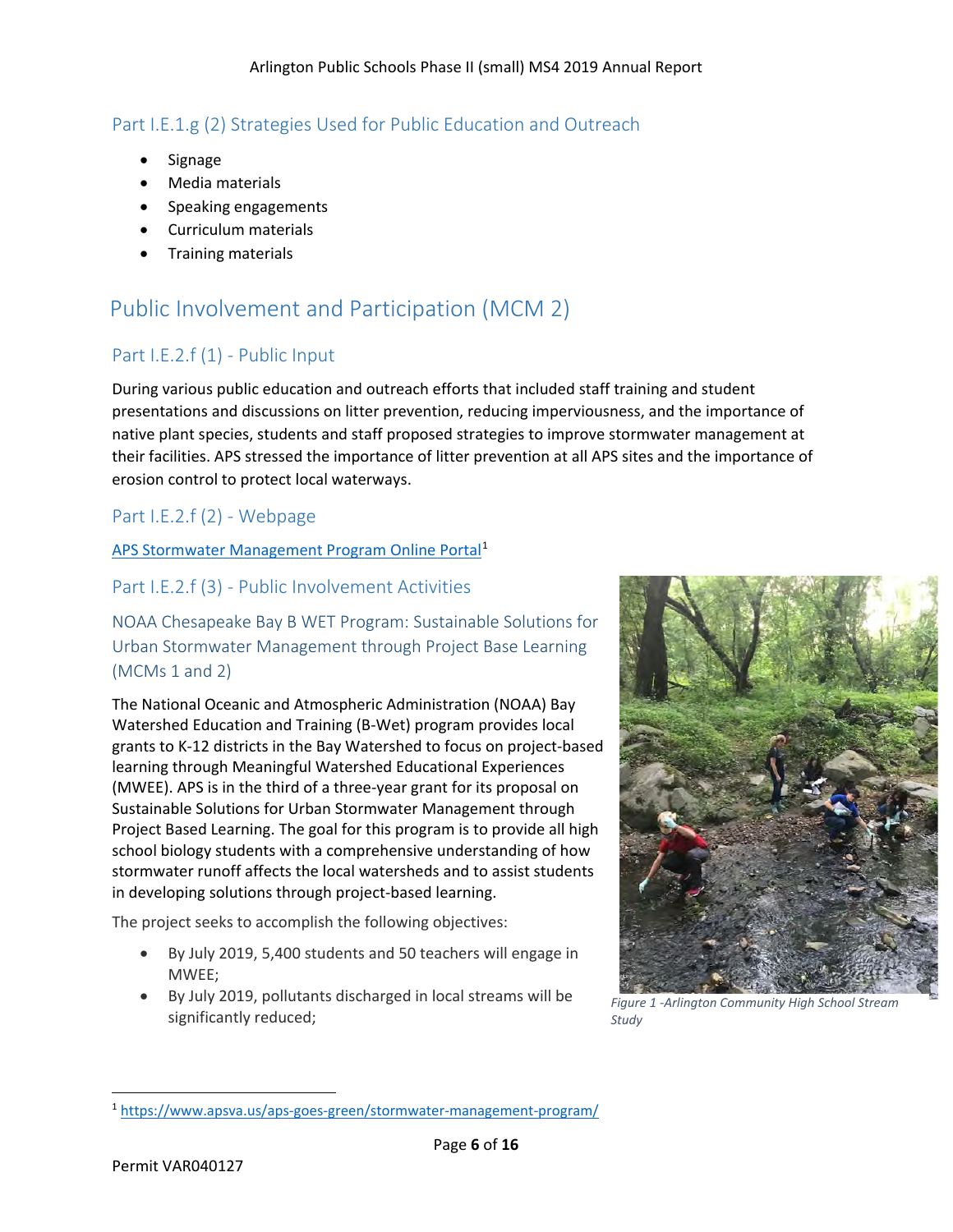## Part I.E.1.g (2) Strategies Used for Public Education and Outreach

- Signage
- Media materials
- Speaking engagements
- Curriculum materials
- Training materials

# Public Involvement and Participation (MCM 2)

## Part I.E.2.f (1) - Public Input

During various public education and outreach efforts that included staff training and student presentations and discussions on litter prevention, reducing imperviousness, and the importance of native plant species, students and staff proposed strategies to improve stormwater management at their facilities. APS stressed the importance of litter prevention at all APS sites and the importance of erosion control to protect local waterways.

## Part I.E.2.f (2) - Webpage

[APS Stormwater Management Program Online Portal](https://www.apsva.us/aps-goes-green/stormwater-management-program/)[1]

## Part I.E.2.f (3) - Public Involvement Activities

### NOAA Chesapeake Bay B WET Program: Sustainable Solutions for Urban Stormwater Management through Project Base Learning (MCMs 1 and 2)

The National Oceanic and Atmospheric Administration (NOAA) Bay Watershed Education and Training (B-Wet) program provides local grants to K-12 districts in the Bay Watershed to focus on project-based learning through Meaningful Watershed Educational Experiences (MWEE). APS is in the third of a three-year grant for its proposal on Sustainable Solutions for Urban Stormwater Management through Project Based Learning. The goal for this program is to provide all high school biology students with a comprehensive understanding of how stormwater runoff affects the local watersheds and to assist students in developing solutions through project-based learning.

*Figure 1 -Arlington Community High School Stream Study*

The project seeks to accomplish the following objectives:

- By July 2019, 5,400 students and 50 teachers will engage in MWEE;
- By July 2019, pollutants discharged in local streams will be significantly reduced;

[1] https://www.apsva.us/aps-goes-green/stormwater-management-program/

Permit VAR040127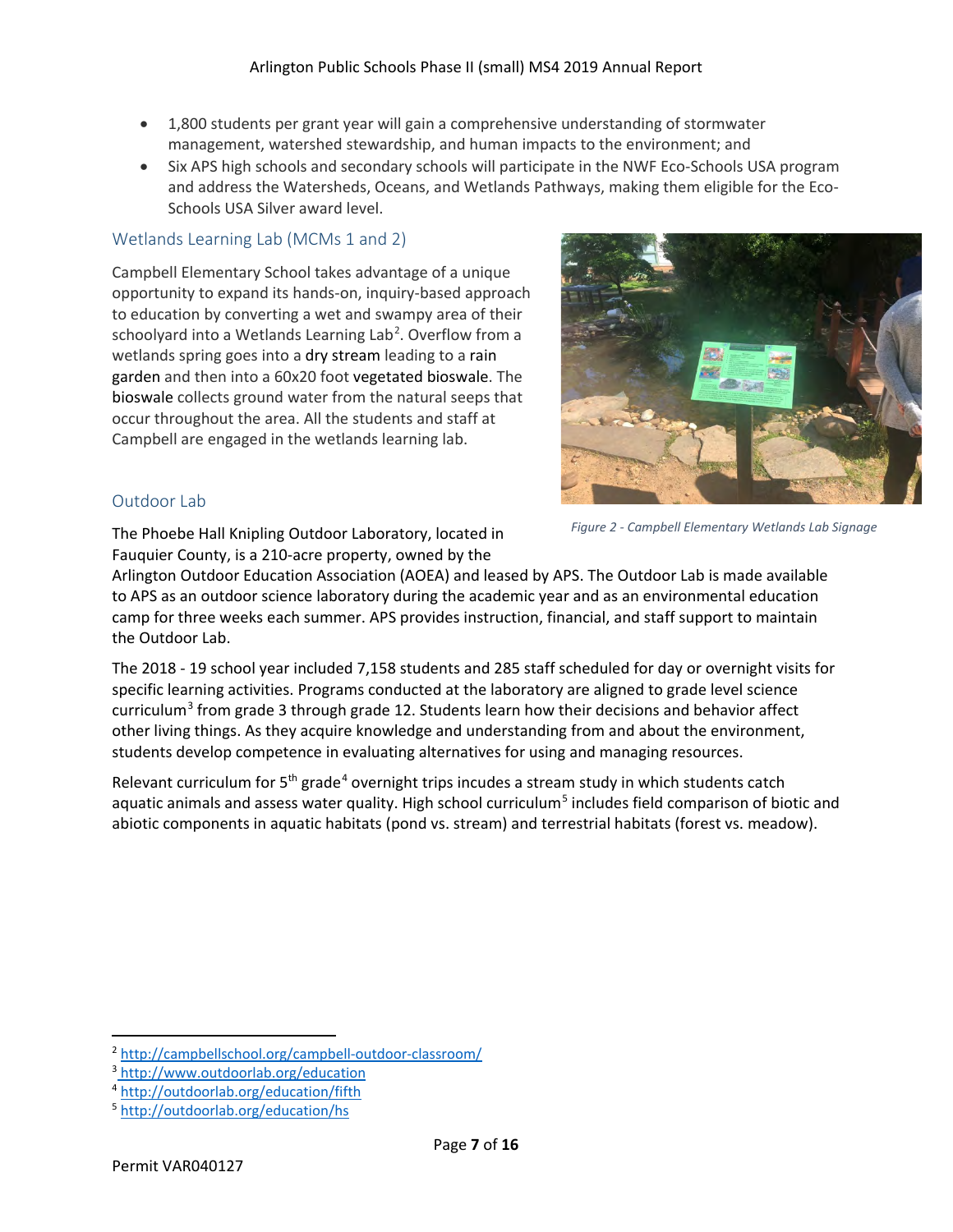- 1,800 students per grant year will gain a comprehensive understanding of stormwater management, watershed stewardship, and human impacts to the environment; and
- Six APS high schools and secondary schools will participate in the NWF Eco-Schools USA program and address the Watersheds, Oceans, and Wetlands Pathways, making them eligible for the Eco-Schools USA Silver award level.

## Wetlands Learning Lab (MCMs 1 and 2)

Campbell Elementary School takes advantage of a unique opportunity to expand its hands-on, inquiry-based approach to education by converting a wet and swampy area of their schoolyard into a Wetlands Learning Lab[2]. Overflow from a wetlands spring goes into a dry stream leading to a rain garden and then into a 60x20 foot vegetated bioswale. The bioswale collects ground water from the natural seeps that occur throughout the area. All the students and staff at Campbell are engaged in the wetlands learning lab.

*Figure 2 - Campbell Elementary Wetlands Lab Signage*

## Outdoor Lab

The Phoebe Hall Knipling Outdoor Laboratory, located in Fauquier County, is a 210-acre property, owned by the Arlington Outdoor Education Association (AOEA) and leased by APS. The Outdoor Lab is made available to APS as an outdoor science laboratory during the academic year and as an environmental education camp for three weeks each summer. APS provides instruction, financial, and staff support to maintain the Outdoor Lab.

The 2018 - 19 school year included 7,158 students and 285 staff scheduled for day or overnight visits for specific learning activities. Programs conducted at the laboratory are aligned to grade level science curriculum[3] from grade 3 through grade 12. Students learn how their decisions and behavior affect other living things. As they acquire knowledge and understanding from and about the environment, students develop competence in evaluating alternatives for using and managing resources.

Relevant curriculum for 5th grade[4] overnight trips incudes a stream study in which students catch aquatic animals and assess water quality. High school curriculum[5] includes field comparison of biotic and abiotic components in aquatic habitats (pond vs. stream) and terrestrial habitats (forest vs. meadow).

---

[2] http://campbellschool.org/campbell-outdoor-classroom/
[3] http://www.outdoorlab.org/education
[4] http://outdoorlab.org/education/fifth
[5] http://outdoorlab.org/education/hs

Permit VAR040127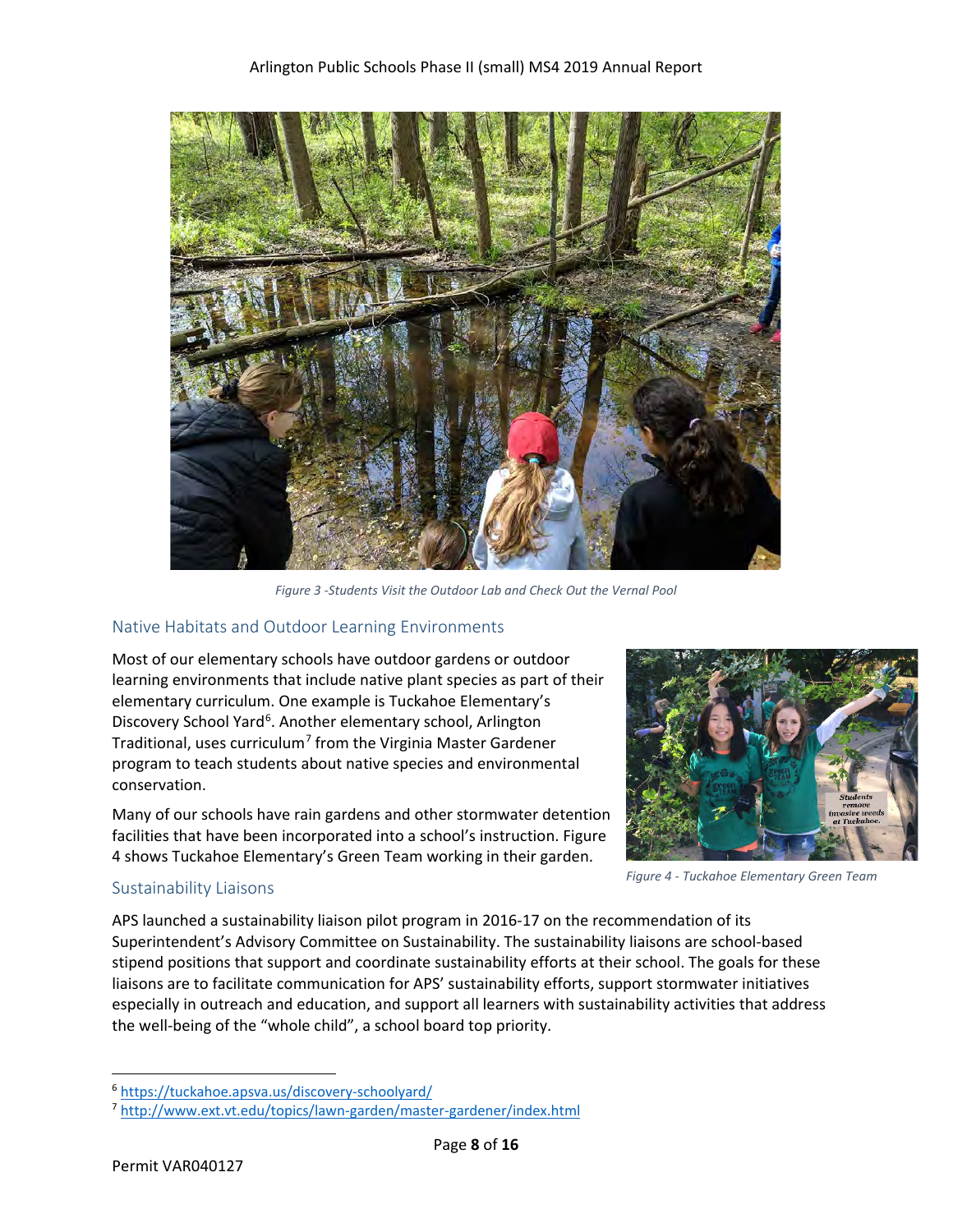*Figure 3 -Students Visit the Outdoor Lab and Check Out the Vernal Pool*

## Native Habitats and Outdoor Learning Environments

Most of our elementary schools have outdoor gardens or outdoor learning environments that include native plant species as part of their elementary curriculum. One example is Tuckahoe Elementary's Discovery School Yard[6]. Another elementary school, Arlington Traditional, uses curriculum[7] from the Virginia Master Gardener program to teach students about native species and environmental conservation.

Many of our schools have rain gardens and other stormwater detention facilities that have been incorporated into a school's instruction. Figure 4 shows Tuckahoe Elementary's Green Team working in their garden.

*Figure 4 - Tuckahoe Elementary Green Team*

## Sustainability Liaisons

APS launched a sustainability liaison pilot program in 2016-17 on the recommendation of its Superintendent's Advisory Committee on Sustainability. The sustainability liaisons are school-based stipend positions that support and coordinate sustainability efforts at their school. The goals for these liaisons are to facilitate communication for APS' sustainability efforts, support stormwater initiatives especially in outreach and education, and support all learners with sustainability activities that address the well-being of the "whole child", a school board top priority.

---

[6] https://tuckahoe.apsva.us/discovery-schoolyard/

[7] http://www.ext.vt.edu/topics/lawn-garden/master-gardener/index.html

Permit VAR040127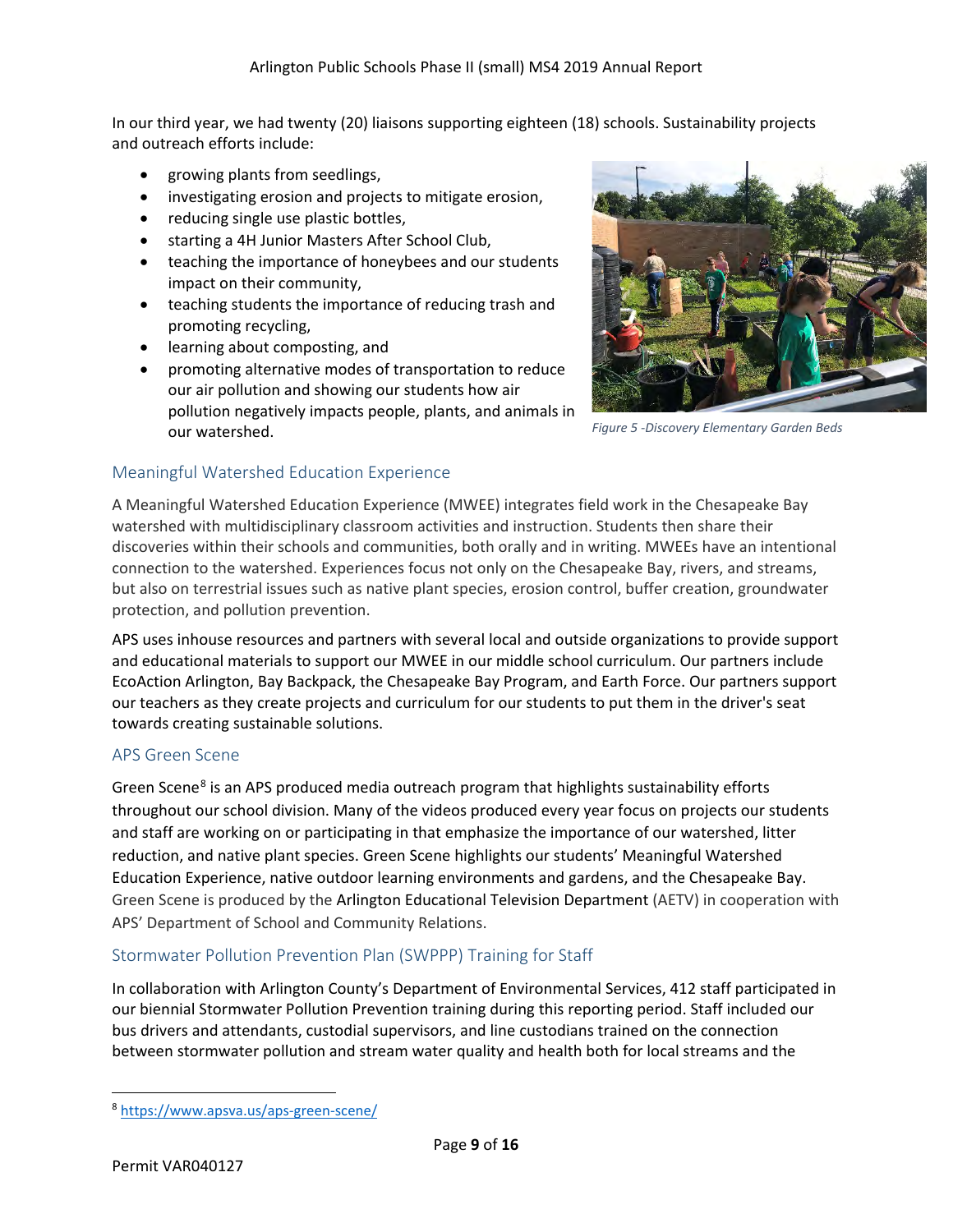In our third year, we had twenty (20) liaisons supporting eighteen (18) schools. Sustainability projects and outreach efforts include:

- growing plants from seedlings,
- investigating erosion and projects to mitigate erosion,
- reducing single use plastic bottles,
- starting a 4H Junior Masters After School Club,
- teaching the importance of honeybees and our students impact on their community,
- teaching students the importance of reducing trash and promoting recycling,
- learning about composting, and
- promoting alternative modes of transportation to reduce our air pollution and showing our students how air pollution negatively impacts people, plants, and animals in our watershed.

*Figure 5 -Discovery Elementary Garden Beds*

## Meaningful Watershed Education Experience

A Meaningful Watershed Education Experience (MWEE) integrates field work in the Chesapeake Bay watershed with multidisciplinary classroom activities and instruction. Students then share their discoveries within their schools and communities, both orally and in writing. MWEEs have an intentional connection to the watershed. Experiences focus not only on the Chesapeake Bay, rivers, and streams, but also on terrestrial issues such as native plant species, erosion control, buffer creation, groundwater protection, and pollution prevention.

APS uses inhouse resources and partners with several local and outside organizations to provide support and educational materials to support our MWEE in our middle school curriculum. Our partners include EcoAction Arlington, Bay Backpack, the Chesapeake Bay Program, and Earth Force. Our partners support our teachers as they create projects and curriculum for our students to put them in the driver's seat towards creating sustainable solutions.

## APS Green Scene

Green Scene[8] is an APS produced media outreach program that highlights sustainability efforts throughout our school division. Many of the videos produced every year focus on projects our students and staff are working on or participating in that emphasize the importance of our watershed, litter reduction, and native plant species. Green Scene highlights our students' Meaningful Watershed Education Experience, native outdoor learning environments and gardens, and the Chesapeake Bay. Green Scene is produced by the Arlington Educational Television Department (AETV) in cooperation with APS' Department of School and Community Relations.

## Stormwater Pollution Prevention Plan (SWPPP) Training for Staff

In collaboration with Arlington County's Department of Environmental Services, 412 staff participated in our biennial Stormwater Pollution Prevention training during this reporting period. Staff included our bus drivers and attendants, custodial supervisors, and line custodians trained on the connection between stormwater pollution and stream water quality and health both for local streams and the

[8] https://www.apsva.us/aps-green-scene/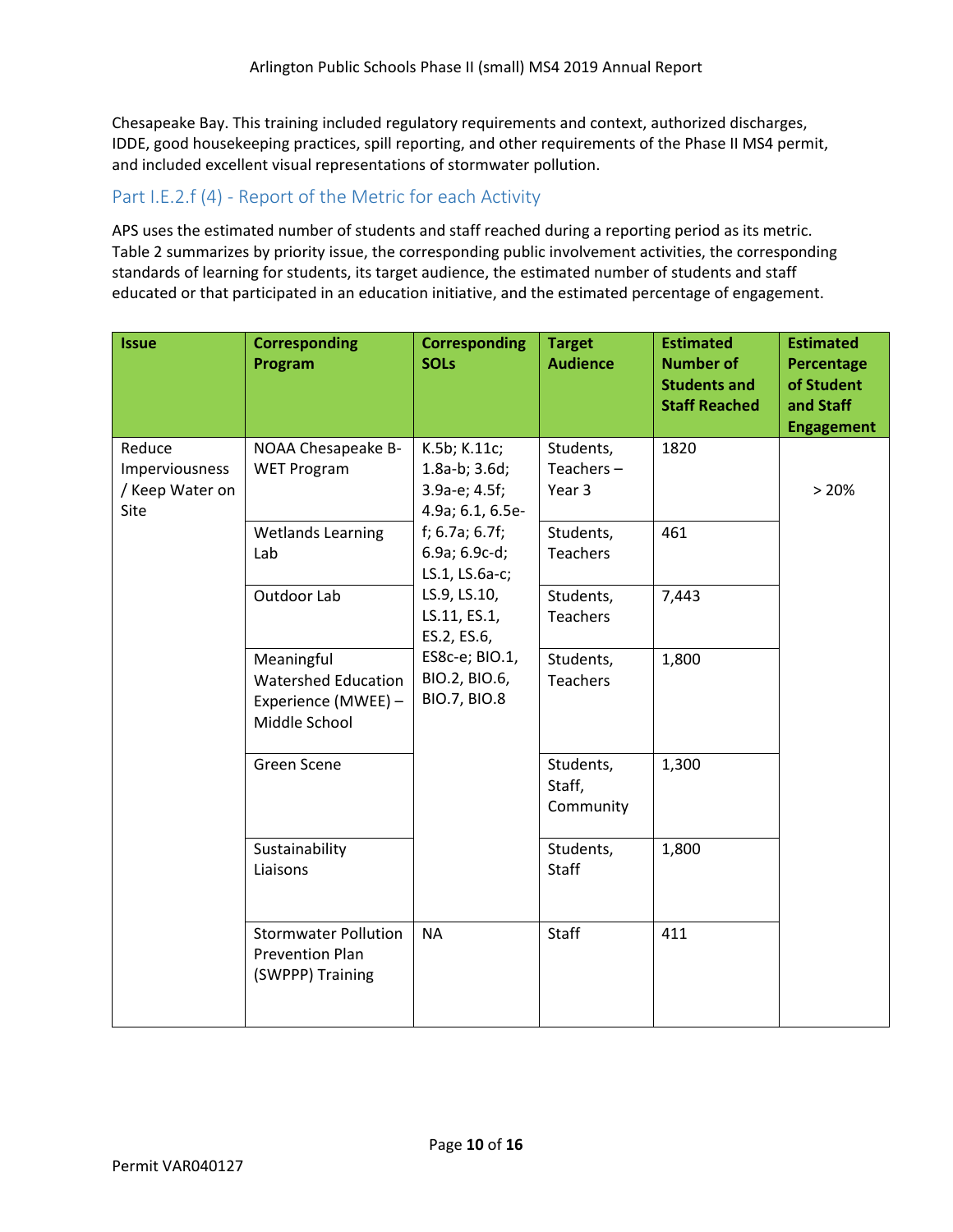Chesapeake Bay. This training included regulatory requirements and context, authorized discharges, IDDE, good housekeeping practices, spill reporting, and other requirements of the Phase II MS4 permit, and included excellent visual representations of stormwater pollution.

## Part I.E.2.f (4) - Report of the Metric for each Activity

APS uses the estimated number of students and staff reached during a reporting period as its metric. Table 2 summarizes by priority issue, the corresponding public involvement activities, the corresponding standards of learning for students, its target audience, the estimated number of students and staff educated or that participated in an education initiative, and the estimated percentage of engagement.

| Issue | Corresponding Program | Corresponding SOLs | Target Audience | Estimated Number of Students and Staff Reached | Estimated Percentage of Student and Staff Engagement |
|---|---|---|---|---|---|
| Reduce Imperviousness / Keep Water on Site | NOAA Chesapeake B-WET Program | K.5b; K.11c; 1.8a-b; 3.6d; 3.9a-e; 4.5f; 4.9a; 6.1, 6.5e-f; 6.7a; 6.7f; 6.9a; 6.9c-d; LS.1, LS.6a-c; LS.9, LS.10, LS.11, ES.1, ES.2, ES.6, ES8c-e; BIO.1, BIO.2, BIO.6, BIO.7, BIO.8 | Students, Teachers – Year 3 | 1820 | > 20% |
| | Wetlands Learning Lab | | Students, Teachers | 461 | |
| | Outdoor Lab | | Students, Teachers | 7,443 | |
| | Meaningful Watershed Education Experience (MWEE) – Middle School | | Students, Teachers | 1,800 | |
| | Green Scene | | Students, Staff, Community | 1,300 | |
| | Sustainability Liaisons | | Students, Staff | 1,800 | |
| | Stormwater Pollution Prevention Plan (SWPPP) Training | NA | Staff | 411 | |

Permit VAR040127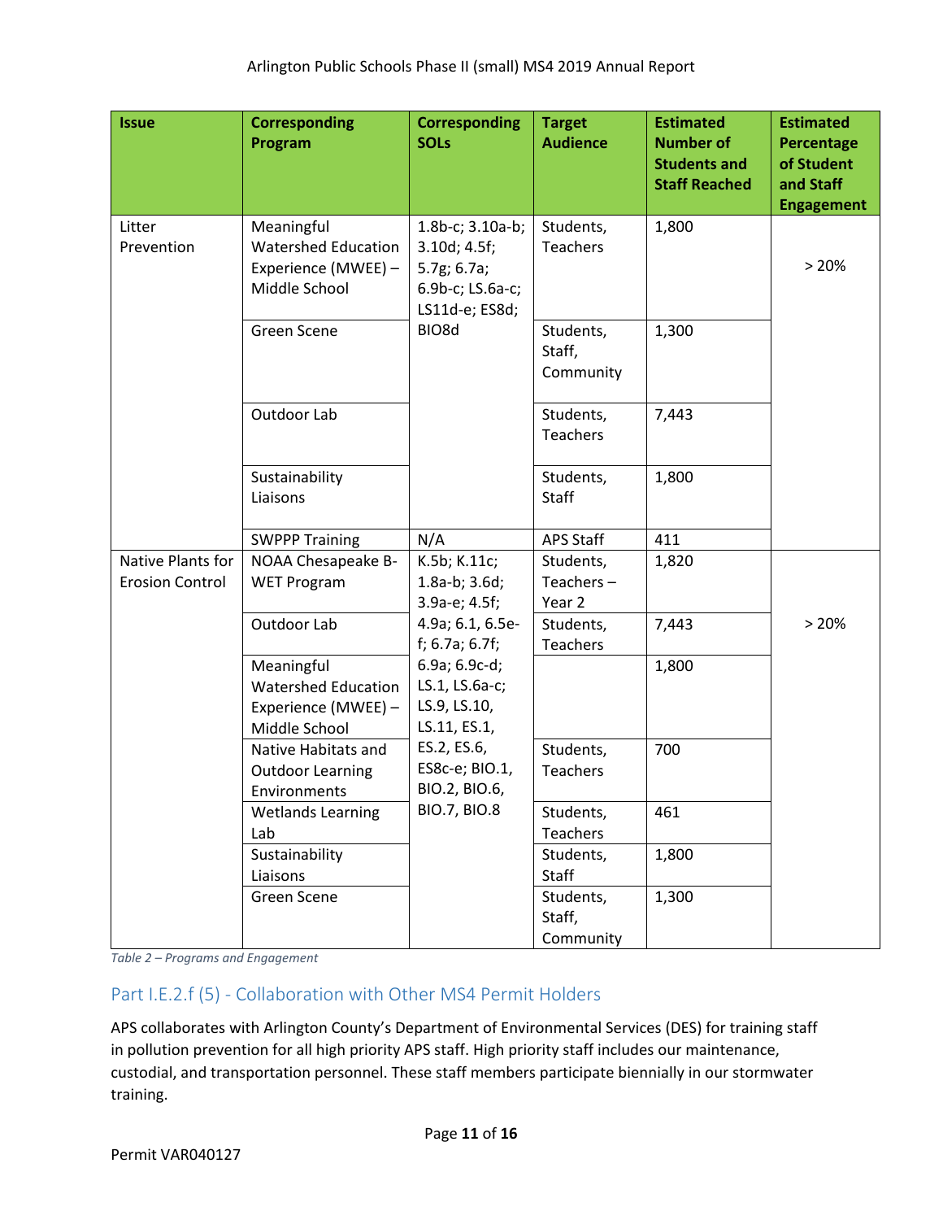| Issue | Corresponding Program | Corresponding SOLs | Target Audience | Estimated Number of Students and Staff Reached | Estimated Percentage of Student and Staff Engagement |
|---|---|---|---|---|---|
| Litter Prevention | Meaningful Watershed Education Experience (MWEE) – Middle School | 1.8b-c; 3.10a-b; 3.10d; 4.5f; 5.7g; 6.7a; 6.9b-c; LS.6a-c; LS11d-e; ES8d; BIO8d | Students, Teachers | 1,800 | > 20% |
| | Green Scene | | Students, Staff, Community | 1,300 | |
| | Outdoor Lab | | Students, Teachers | 7,443 | |
| | Sustainability Liaisons | | Students, Staff | 1,800 | |
| | SWPPP Training | N/A | APS Staff | 411 | |
| Native Plants for Erosion Control | NOAA Chesapeake B-WET Program | K.5b; K.11c; 1.8a-b; 3.6d; 3.9a-e; 4.5f; 4.9a; 6.1, 6.5e-f; 6.7a; 6.7f; 6.9a; 6.9c-d; LS.1, LS.6a-c; LS.9, LS.10, LS.11, ES.1, ES.2, ES.6, ES8c-e; BIO.1, BIO.2, BIO.6, BIO.7, BIO.8 | Students, Teachers – Year 2 | 1,820 | > 20% |
| | Outdoor Lab | | Students, Teachers | 7,443 | |
| | Meaningful Watershed Education Experience (MWEE) – Middle School | | | 1,800 | |
| | Native Habitats and Outdoor Learning Environments | | Students, Teachers | 700 | |
| | Wetlands Learning Lab | | Students, Teachers | 461 | |
| | Sustainability Liaisons | | Students, Staff | 1,800 | |
| | Green Scene | | Students, Staff, Community | 1,300 | |

*Table 2 – Programs and Engagement*

## Part I.E.2.f (5) - Collaboration with Other MS4 Permit Holders

APS collaborates with Arlington County's Department of Environmental Services (DES) for training staff in pollution prevention for all high priority APS staff. High priority staff includes our maintenance, custodial, and transportation personnel. These staff members participate biennially in our stormwater training.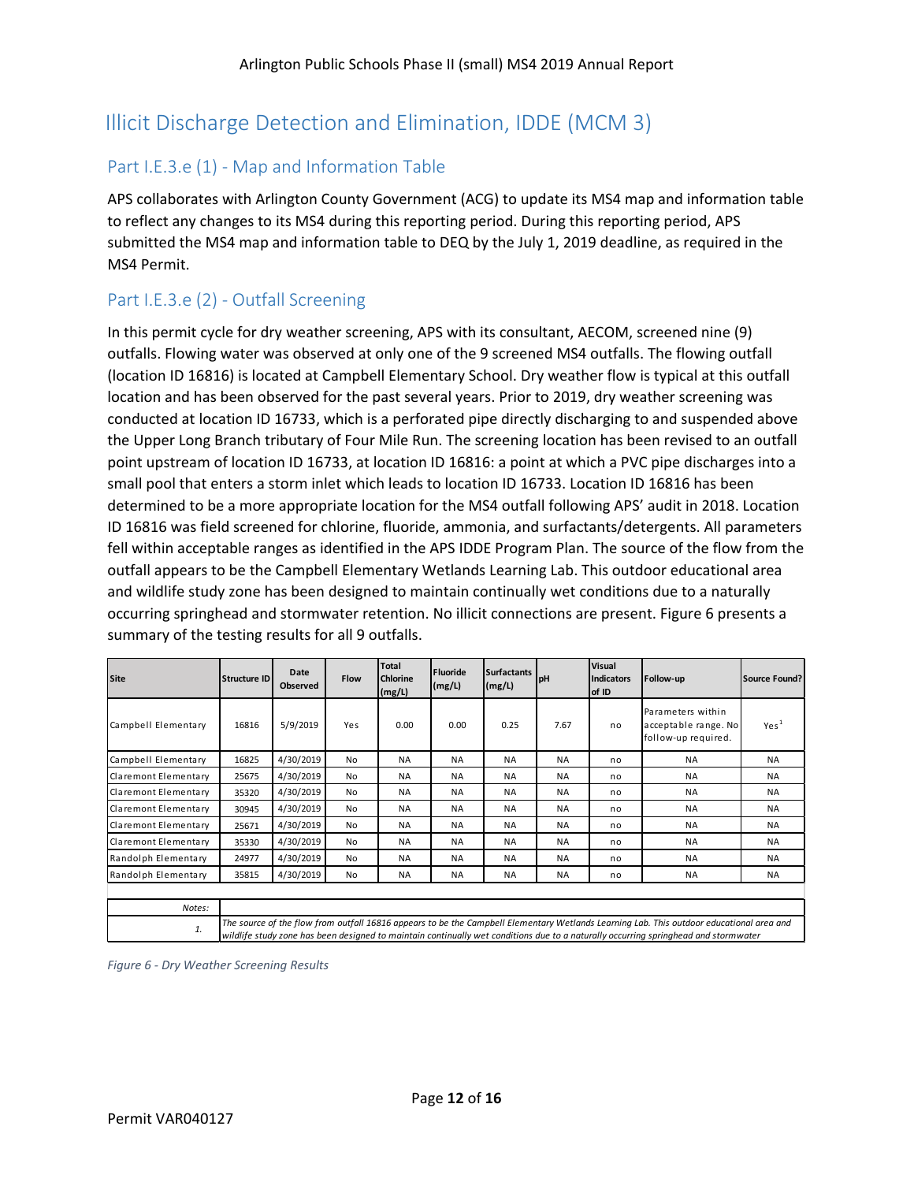# Illicit Discharge Detection and Elimination, IDDE (MCM 3)

## Part I.E.3.e (1) - Map and Information Table

APS collaborates with Arlington County Government (ACG) to update its MS4 map and information table to reflect any changes to its MS4 during this reporting period. During this reporting period, APS submitted the MS4 map and information table to DEQ by the July 1, 2019 deadline, as required in the MS4 Permit.

## Part I.E.3.e (2) - Outfall Screening

In this permit cycle for dry weather screening, APS with its consultant, AECOM, screened nine (9) outfalls. Flowing water was observed at only one of the 9 screened MS4 outfalls. The flowing outfall (location ID 16816) is located at Campbell Elementary School. Dry weather flow is typical at this outfall location and has been observed for the past several years. Prior to 2019, dry weather screening was conducted at location ID 16733, which is a perforated pipe directly discharging to and suspended above the Upper Long Branch tributary of Four Mile Run. The screening location has been revised to an outfall point upstream of location ID 16733, at location ID 16816: a point at which a PVC pipe discharges into a small pool that enters a storm inlet which leads to location ID 16733. Location ID 16816 has been determined to be a more appropriate location for the MS4 outfall following APS' audit in 2018. Location ID 16816 was field screened for chlorine, fluoride, ammonia, and surfactants/detergents. All parameters fell within acceptable ranges as identified in the APS IDDE Program Plan. The source of the flow from the outfall appears to be the Campbell Elementary Wetlands Learning Lab. This outdoor educational area and wildlife study zone has been designed to maintain continually wet conditions due to a naturally occurring springhead and stormwater retention. No illicit connections are present. Figure 6 presents a summary of the testing results for all 9 outfalls.

| Site | Structure ID | Date Observed | Flow | Total Chlorine (mg/L) | Fluoride (mg/L) | Surfactants (mg/L) | pH | Visual Indicators of ID | Follow-up | Source Found? |
|---|---|---|---|---|---|---|---|---|---|---|
| Campbell Elementary | 16816 | 5/9/2019 | Yes | 0.00 | 0.00 | 0.25 | 7.67 | no | Parameters within acceptable range. No follow-up required. | Yes[1] |
| Campbell Elementary | 16825 | 4/30/2019 | No | NA | NA | NA | NA | no | NA | NA |
| Claremont Elementary | 25675 | 4/30/2019 | No | NA | NA | NA | NA | no | NA | NA |
| Claremont Elementary | 35320 | 4/30/2019 | No | NA | NA | NA | NA | no | NA | NA |
| Claremont Elementary | 30945 | 4/30/2019 | No | NA | NA | NA | NA | no | NA | NA |
| Claremont Elementary | 25671 | 4/30/2019 | No | NA | NA | NA | NA | no | NA | NA |
| Claremont Elementary | 35330 | 4/30/2019 | No | NA | NA | NA | NA | no | NA | NA |
| Randolph Elementary | 24977 | 4/30/2019 | No | NA | NA | NA | NA | no | NA | NA |
| Randolph Elementary | 35815 | 4/30/2019 | No | NA | NA | NA | NA | no | NA | NA |

*Notes:*

*1. The source of the flow from outfall 16816 appears to be the Campbell Elementary Wetlands Learning Lab. This outdoor educational area and wildlife study zone has been designed to maintain continually wet conditions due to a naturally occurring springhead and stormwater*

*Figure 6 - Dry Weather Screening Results*

Permit VAR040127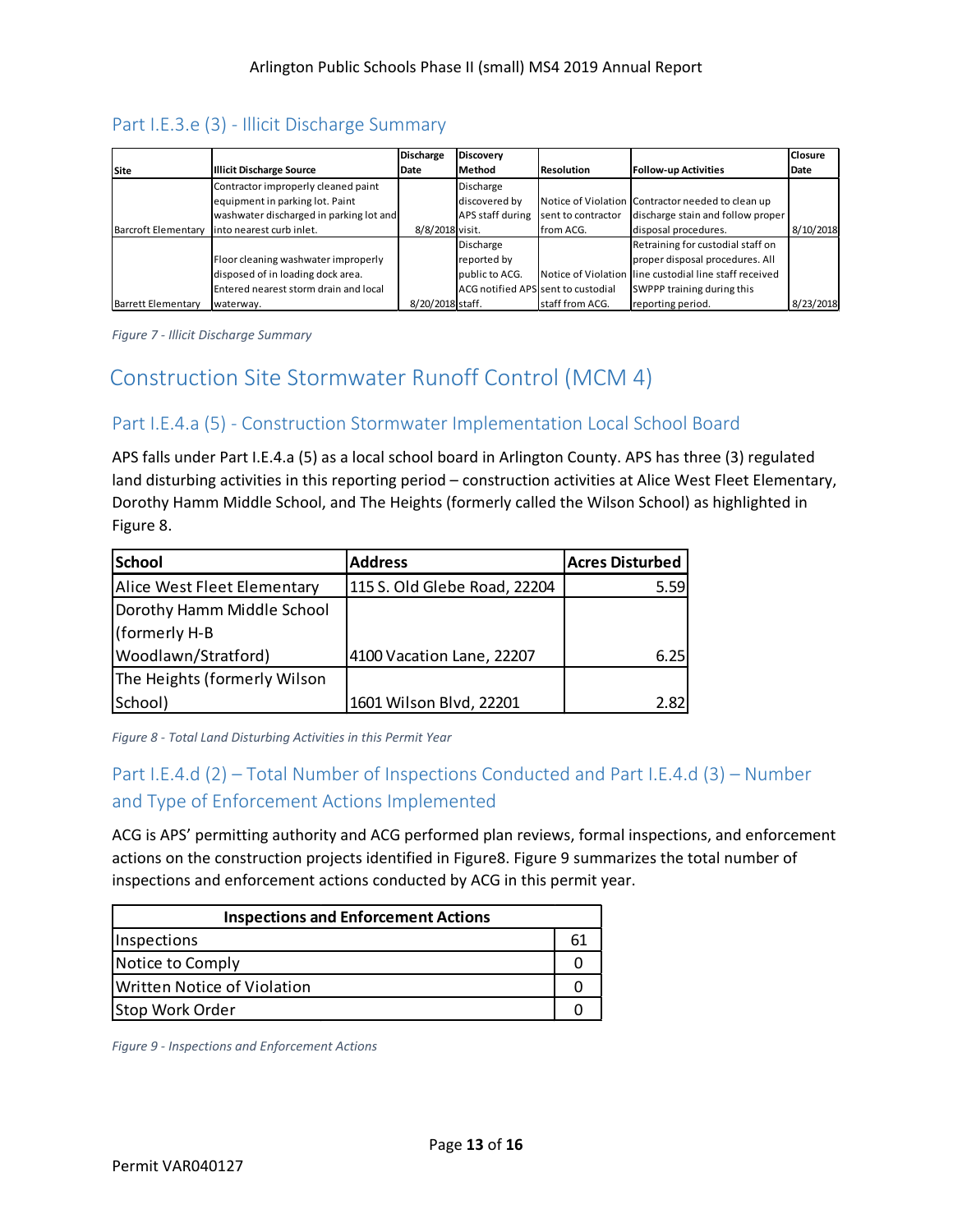## Part I.E.3.e (3) - Illicit Discharge Summary

| Site | Illicit Discharge Source | Discharge Date | Discovery Method | Resolution | Follow-up Activities | Closure Date |
|---|---|---|---|---|---|---|
| Barcroft Elementary | Contractor improperly cleaned paint equipment in parking lot. Paint washwater discharged in parking lot and into nearest curb inlet. | 8/8/2018 | Discharge discovered by APS staff during visit. | Notice of Violation sent to contractor from ACG. | Contractor needed to clean up discharge stain and follow proper disposal procedures. | 8/10/2018 |
| Barrett Elementary | Floor cleaning washwater improperly disposed of in loading dock area. Entered nearest storm drain and local waterway. | 8/20/2018 | Discharge reported by public to ACG. ACG notified APS staff. | Notice of Violation sent to custodial staff from ACG. | Retraining for custodial staff on proper disposal procedures. All line custodial line staff received SWPPP training during this reporting period. | 8/23/2018 |

*Figure 7 - Illicit Discharge Summary*

# Construction Site Stormwater Runoff Control (MCM 4)

## Part I.E.4.a (5) - Construction Stormwater Implementation Local School Board

APS falls under Part I.E.4.a (5) as a local school board in Arlington County. APS has three (3) regulated land disturbing activities in this reporting period – construction activities at Alice West Fleet Elementary, Dorothy Hamm Middle School, and The Heights (formerly called the Wilson School) as highlighted in Figure 8.

| School | Address | Acres Disturbed |
|---|---|---|
| Alice West Fleet Elementary | 115 S. Old Glebe Road, 22204 | 5.59 |
| Dorothy Hamm Middle School (formerly H-B Woodlawn/Stratford) | 4100 Vacation Lane, 22207 | 6.25 |
| The Heights (formerly Wilson School) | 1601 Wilson Blvd, 22201 | 2.82 |

*Figure 8 - Total Land Disturbing Activities in this Permit Year*

## Part I.E.4.d (2) – Total Number of Inspections Conducted and Part I.E.4.d (3) – Number and Type of Enforcement Actions Implemented

ACG is APS' permitting authority and ACG performed plan reviews, formal inspections, and enforcement actions on the construction projects identified in Figure8. Figure 9 summarizes the total number of inspections and enforcement actions conducted by ACG in this permit year.

| Inspections and Enforcement Actions | |
|---|---|
| Inspections | 61 |
| Notice to Comply | 0 |
| Written Notice of Violation | 0 |
| Stop Work Order | 0 |

*Figure 9 - Inspections and Enforcement Actions*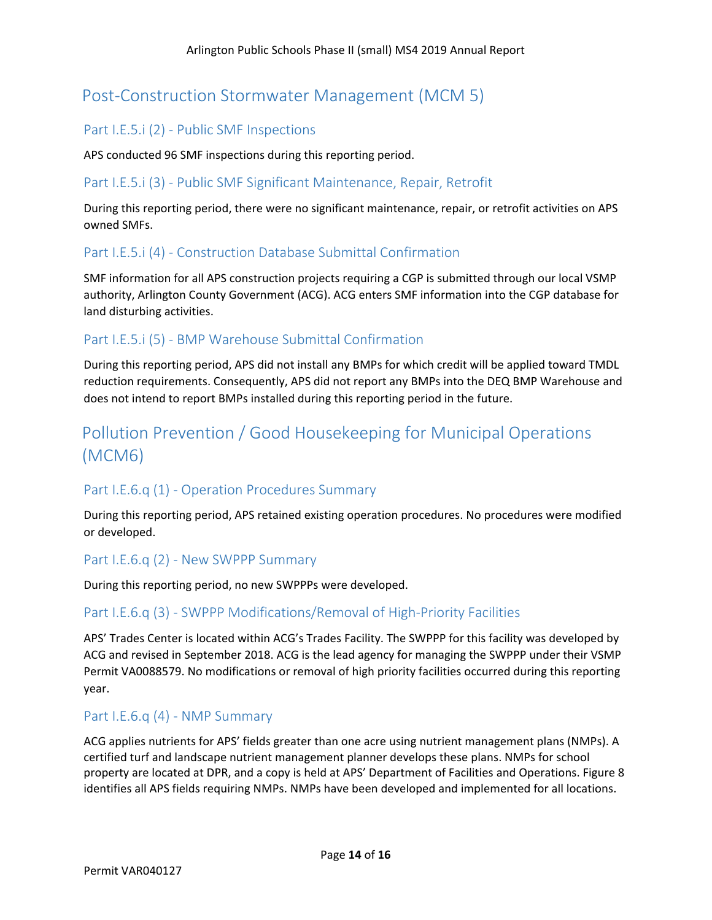## Post-Construction Stormwater Management (MCM 5)

### Part I.E.5.i (2) - Public SMF Inspections

APS conducted 96 SMF inspections during this reporting period.

### Part I.E.5.i (3) - Public SMF Significant Maintenance, Repair, Retrofit

During this reporting period, there were no significant maintenance, repair, or retrofit activities on APS owned SMFs.

### Part I.E.5.i (4) - Construction Database Submittal Confirmation

SMF information for all APS construction projects requiring a CGP is submitted through our local VSMP authority, Arlington County Government (ACG). ACG enters SMF information into the CGP database for land disturbing activities.

### Part I.E.5.i (5) - BMP Warehouse Submittal Confirmation

During this reporting period, APS did not install any BMPs for which credit will be applied toward TMDL reduction requirements. Consequently, APS did not report any BMPs into the DEQ BMP Warehouse and does not intend to report BMPs installed during this reporting period in the future.

## Pollution Prevention / Good Housekeeping for Municipal Operations (MCM6)

### Part I.E.6.q (1) - Operation Procedures Summary

During this reporting period, APS retained existing operation procedures. No procedures were modified or developed.

### Part I.E.6.q (2) - New SWPPP Summary

During this reporting period, no new SWPPPs were developed.

### Part I.E.6.q (3) - SWPPP Modifications/Removal of High-Priority Facilities

APS' Trades Center is located within ACG's Trades Facility. The SWPPP for this facility was developed by ACG and revised in September 2018. ACG is the lead agency for managing the SWPPP under their VSMP Permit VA0088579. No modifications or removal of high priority facilities occurred during this reporting year.

### Part I.E.6.q (4) - NMP Summary

ACG applies nutrients for APS' fields greater than one acre using nutrient management plans (NMPs). A certified turf and landscape nutrient management planner develops these plans. NMPs for school property are located at DPR, and a copy is held at APS' Department of Facilities and Operations. Figure 8 identifies all APS fields requiring NMPs. NMPs have been developed and implemented for all locations.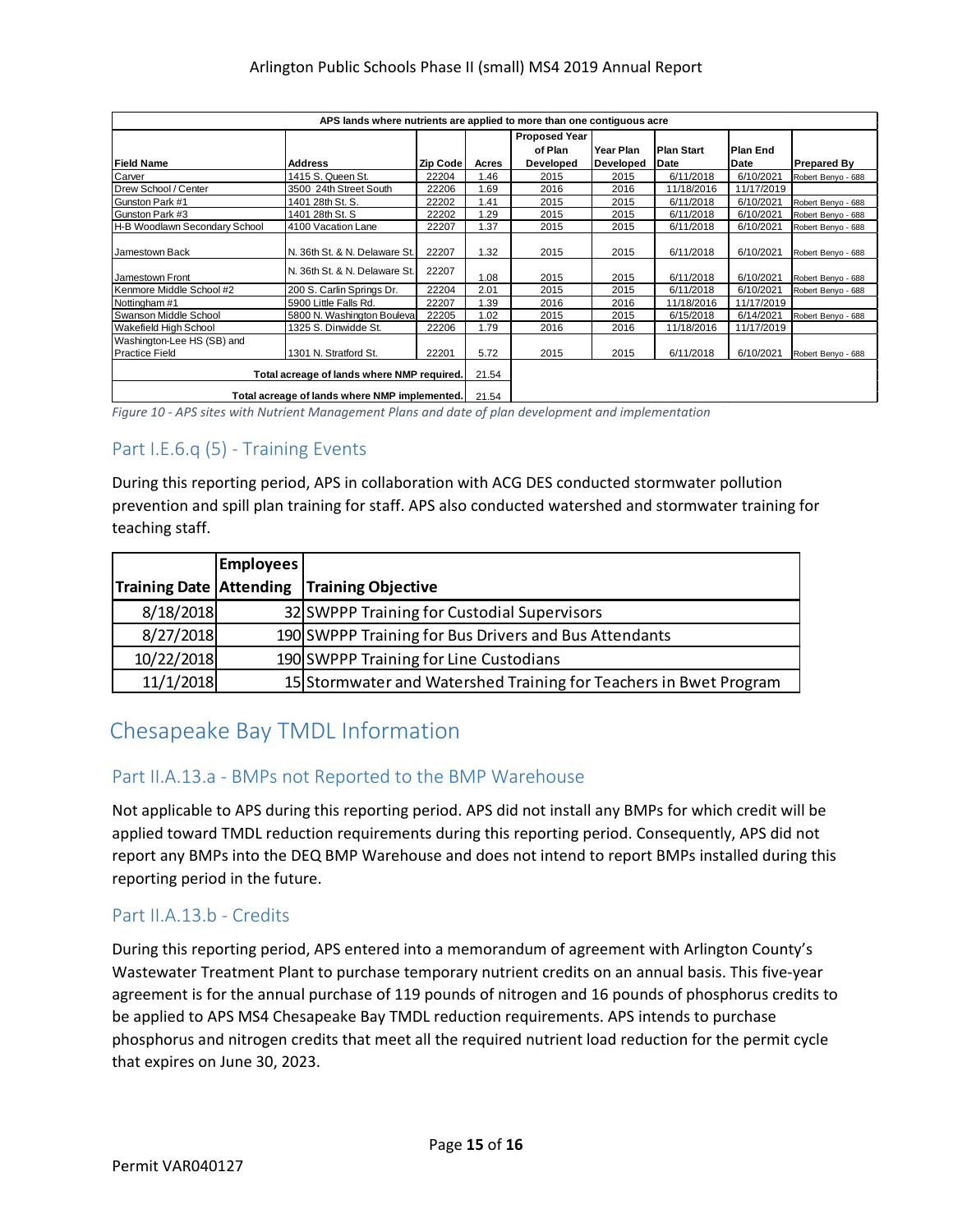| APS lands where nutrients are applied to more than one contiguous acre | | | | | | | | |
|---|---|---|---|---|---|---|---|---|
| Field Name | Address | Zip Code | Acres | Proposed Year of Plan Developed | Year Plan Developed | Plan Start Date | Plan End Date | Prepared By |
| Carver | 1415 S. Queen St. | 22204 | 1.46 | 2015 | 2015 | 6/11/2018 | 6/10/2021 | Robert Benyo - 688 |
| Drew School / Center | 3500 24th Street South | 22206 | 1.69 | 2016 | 2016 | 11/18/2016 | 11/17/2019 | |
| Gunston Park #1 | 1401 28th St. S. | 22202 | 1.41 | 2015 | 2015 | 6/11/2018 | 6/10/2021 | Robert Benyo - 688 |
| Gunston Park #3 | 1401 28th St. S | 22202 | 1.29 | 2015 | 2015 | 6/11/2018 | 6/10/2021 | Robert Benyo - 688 |
| H-B Woodlawn Secondary School | 4100 Vacation Lane | 22207 | 1.37 | 2015 | 2015 | 6/11/2018 | 6/10/2021 | Robert Benyo - 688 |
| Jamestown Back | N. 36th St. & N. Delaware St. | 22207 | 1.32 | 2015 | 2015 | 6/11/2018 | 6/10/2021 | Robert Benyo - 688 |
| Jamestown Front | N. 36th St. & N. Delaware St. | 22207 | 1.08 | 2015 | 2015 | 6/11/2018 | 6/10/2021 | Robert Benyo - 688 |
| Kenmore Middle School #2 | 200 S. Carlin Springs Dr. | 22204 | 2.01 | 2015 | 2015 | 6/11/2018 | 6/10/2021 | Robert Benyo - 688 |
| Nottingham #1 | 5900 Little Falls Rd. | 22207 | 1.39 | 2016 | 2016 | 11/18/2016 | 11/17/2019 | |
| Swanson Middle School | 5800 N. Washington Bouleva | 22205 | 1.02 | 2015 | 2015 | 6/15/2018 | 6/14/2021 | Robert Benyo - 688 |
| Wakefield High School | 1325 S. Dinwidde St. | 22206 | 1.79 | 2016 | 2016 | 11/18/2016 | 11/17/2019 | |
| Washington-Lee HS (SB) and Practice Field | 1301 N. Stratford St. | 22201 | 5.72 | 2015 | 2015 | 6/11/2018 | 6/10/2021 | Robert Benyo - 688 |
| Total acreage of lands where NMP required. | | | 21.54 | | | | | |
| Total acreage of lands where NMP implemented. | | | 21.54 | | | | | |

*Figure 10 - APS sites with Nutrient Management Plans and date of plan development and implementation*

## Part I.E.6.q (5) - Training Events

During this reporting period, APS in collaboration with ACG DES conducted stormwater pollution prevention and spill plan training for staff. APS also conducted watershed and stormwater training for teaching staff.

| Training Date | Employees Attending | Training Objective |
|---|---|---|
| 8/18/2018 | 32 | SWPPP Training for Custodial Supervisors |
| 8/27/2018 | 190 | SWPPP Training for Bus Drivers and Bus Attendants |
| 10/22/2018 | 190 | SWPPP Training for Line Custodians |
| 11/1/2018 | 15 | Stormwater and Watershed Training for Teachers in Bwet Program |

# Chesapeake Bay TMDL Information

## Part II.A.13.a - BMPs not Reported to the BMP Warehouse

Not applicable to APS during this reporting period. APS did not install any BMPs for which credit will be applied toward TMDL reduction requirements during this reporting period. Consequently, APS did not report any BMPs into the DEQ BMP Warehouse and does not intend to report BMPs installed during this reporting period in the future.

## Part II.A.13.b - Credits

During this reporting period, APS entered into a memorandum of agreement with Arlington County's Wastewater Treatment Plant to purchase temporary nutrient credits on an annual basis. This five-year agreement is for the annual purchase of 119 pounds of nitrogen and 16 pounds of phosphorus credits to be applied to APS MS4 Chesapeake Bay TMDL reduction requirements. APS intends to purchase phosphorus and nitrogen credits that meet all the required nutrient load reduction for the permit cycle that expires on June 30, 2023.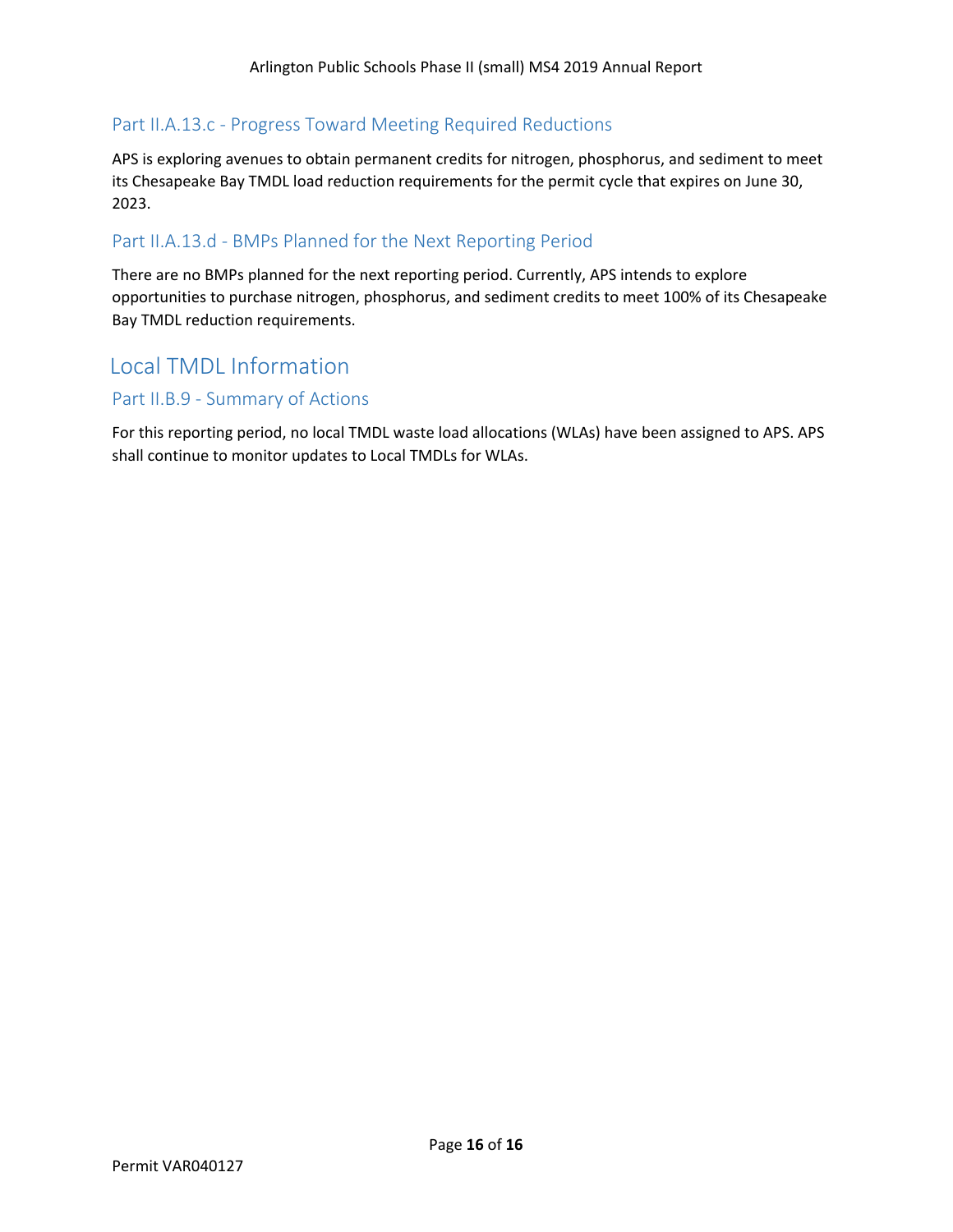### Part II.A.13.c - Progress Toward Meeting Required Reductions

APS is exploring avenues to obtain permanent credits for nitrogen, phosphorus, and sediment to meet its Chesapeake Bay TMDL load reduction requirements for the permit cycle that expires on June 30, 2023.

### Part II.A.13.d - BMPs Planned for the Next Reporting Period

There are no BMPs planned for the next reporting period. Currently, APS intends to explore opportunities to purchase nitrogen, phosphorus, and sediment credits to meet 100% of its Chesapeake Bay TMDL reduction requirements.

## Local TMDL Information

### Part II.B.9 - Summary of Actions

For this reporting period, no local TMDL waste load allocations (WLAs) have been assigned to APS. APS shall continue to monitor updates to Local TMDLs for WLAs.